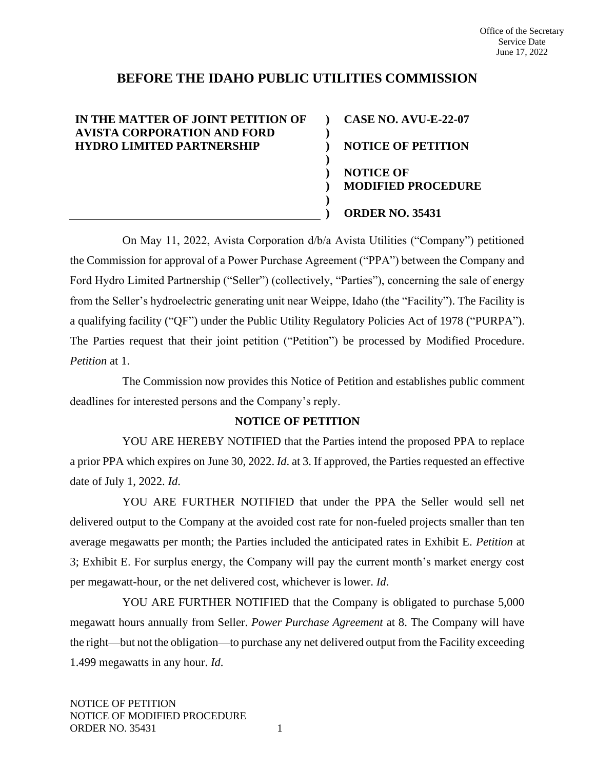Office of the Secretary
Service Date
June 17, 2022

# BEFORE THE IDAHO PUBLIC UTILITIES COMMISSION

| | | |
|---|---|---|
| **IN THE MATTER OF JOINT PETITION OF AVISTA CORPORATION AND FORD HYDRO LIMITED PARTNERSHIP** | ) | **CASE NO. AVU-E-22-07** |
| | ) | **NOTICE OF PETITION** |
| | ) | **NOTICE OF MODIFIED PROCEDURE** |
| | ) | **ORDER NO. 35431** |

On May 11, 2022, Avista Corporation d/b/a Avista Utilities ("Company") petitioned the Commission for approval of a Power Purchase Agreement ("PPA") between the Company and Ford Hydro Limited Partnership ("Seller") (collectively, "Parties"), concerning the sale of energy from the Seller's hydroelectric generating unit near Weippe, Idaho (the "Facility"). The Facility is a qualifying facility ("QF") under the Public Utility Regulatory Policies Act of 1978 ("PURPA"). The Parties request that their joint petition ("Petition") be processed by Modified Procedure. *Petition* at 1.

The Commission now provides this Notice of Petition and establishes public comment deadlines for interested persons and the Company's reply.

## NOTICE OF PETITION

YOU ARE HEREBY NOTIFIED that the Parties intend the proposed PPA to replace a prior PPA which expires on June 30, 2022. *Id*. at 3. If approved, the Parties requested an effective date of July 1, 2022. *Id*.

YOU ARE FURTHER NOTIFIED that under the PPA the Seller would sell net delivered output to the Company at the avoided cost rate for non-fueled projects smaller than ten average megawatts per month; the Parties included the anticipated rates in Exhibit E. *Petition* at 3; Exhibit E. For surplus energy, the Company will pay the current month's market energy cost per megawatt-hour, or the net delivered cost, whichever is lower. *Id*.

YOU ARE FURTHER NOTIFIED that the Company is obligated to purchase 5,000 megawatt hours annually from Seller. *Power Purchase Agreement* at 8. The Company will have the right—but not the obligation—to purchase any net delivered output from the Facility exceeding 1.499 megawatts in any hour. *Id*.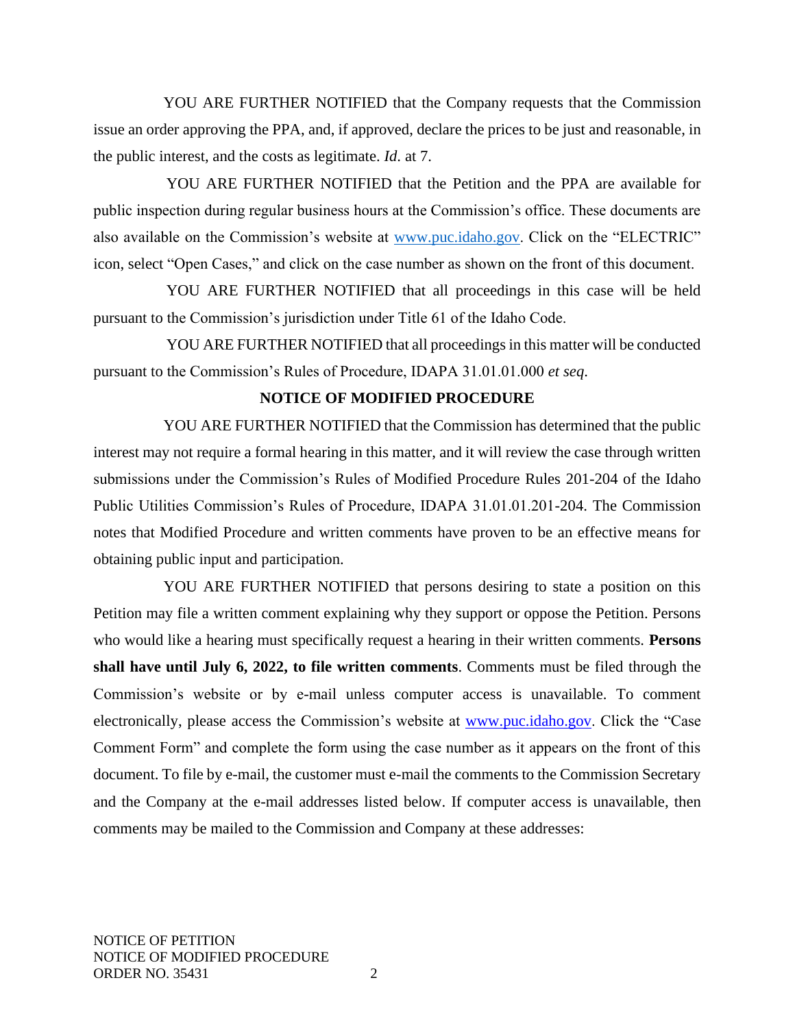YOU ARE FURTHER NOTIFIED that the Company requests that the Commission issue an order approving the PPA, and, if approved, declare the prices to be just and reasonable, in the public interest, and the costs as legitimate. *Id.* at 7.

YOU ARE FURTHER NOTIFIED that the Petition and the PPA are available for public inspection during regular business hours at the Commission's office. These documents are also available on the Commission's website at www.puc.idaho.gov. Click on the "ELECTRIC" icon, select "Open Cases," and click on the case number as shown on the front of this document.

YOU ARE FURTHER NOTIFIED that all proceedings in this case will be held pursuant to the Commission's jurisdiction under Title 61 of the Idaho Code.

YOU ARE FURTHER NOTIFIED that all proceedings in this matter will be conducted pursuant to the Commission's Rules of Procedure, IDAPA 31.01.01.000 *et seq*.

## NOTICE OF MODIFIED PROCEDURE

YOU ARE FURTHER NOTIFIED that the Commission has determined that the public interest may not require a formal hearing in this matter, and it will review the case through written submissions under the Commission's Rules of Modified Procedure Rules 201-204 of the Idaho Public Utilities Commission's Rules of Procedure, IDAPA 31.01.01.201-204. The Commission notes that Modified Procedure and written comments have proven to be an effective means for obtaining public input and participation.

YOU ARE FURTHER NOTIFIED that persons desiring to state a position on this Petition may file a written comment explaining why they support or oppose the Petition. Persons who would like a hearing must specifically request a hearing in their written comments. **Persons shall have until July 6, 2022, to file written comments**. Comments must be filed through the Commission's website or by e-mail unless computer access is unavailable. To comment electronically, please access the Commission's website at www.puc.idaho.gov. Click the "Case Comment Form" and complete the form using the case number as it appears on the front of this document. To file by e-mail, the customer must e-mail the comments to the Commission Secretary and the Company at the e-mail addresses listed below. If computer access is unavailable, then comments may be mailed to the Commission and Company at these addresses: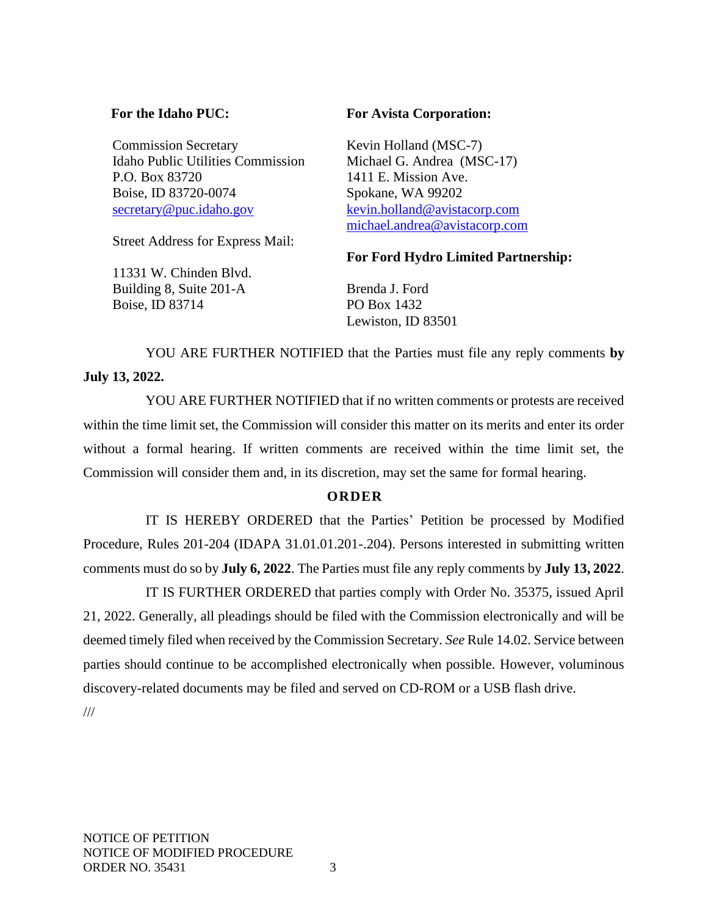**For the Idaho PUC:**

Commission Secretary
Idaho Public Utilities Commission
P.O. Box 83720
Boise, ID 83720-0074
secretary@puc.idaho.gov

Street Address for Express Mail:

11331 W. Chinden Blvd.
Building 8, Suite 201-A
Boise, ID 83714

**For Avista Corporation:**

Kevin Holland (MSC-7)
Michael G. Andrea (MSC-17)
1411 E. Mission Ave.
Spokane, WA 99202
kevin.holland@avistacorp.com
michael.andrea@avistacorp.com

**For Ford Hydro Limited Partnership:**

Brenda J. Ford
PO Box 1432
Lewiston, ID 83501

YOU ARE FURTHER NOTIFIED that the Parties must file any reply comments **by July 13, 2022.**

YOU ARE FURTHER NOTIFIED that if no written comments or protests are received within the time limit set, the Commission will consider this matter on its merits and enter its order without a formal hearing. If written comments are received within the time limit set, the Commission will consider them and, in its discretion, may set the same for formal hearing.

## ORDER

IT IS HEREBY ORDERED that the Parties' Petition be processed by Modified Procedure, Rules 201-204 (IDAPA 31.01.01.201-.204). Persons interested in submitting written comments must do so by **July 6, 2022**. The Parties must file any reply comments by **July 13, 2022**.

IT IS FURTHER ORDERED that parties comply with Order No. 35375, issued April 21, 2022. Generally, all pleadings should be filed with the Commission electronically and will be deemed timely filed when received by the Commission Secretary. *See* Rule 14.02. Service between parties should continue to be accomplished electronically when possible. However, voluminous discovery-related documents may be filed and served on CD-ROM or a USB flash drive.

///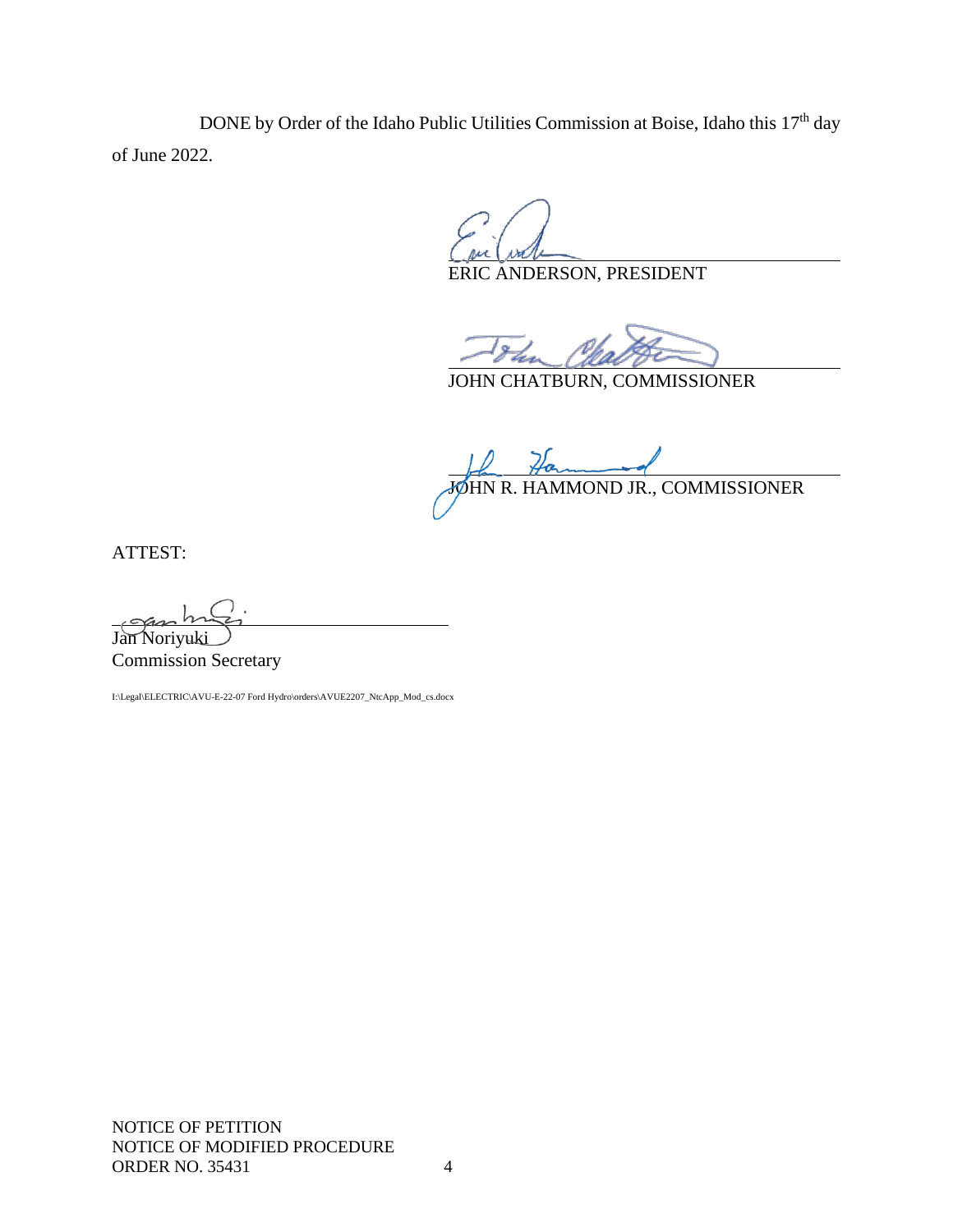DONE by Order of the Idaho Public Utilities Commission at Boise, Idaho this 17th day of June 2022.

ERIC ANDERSON, PRESIDENT

JOHN CHATBURN, COMMISSIONER

JOHN R. HAMMOND JR., COMMISSIONER

ATTEST:

Jan Noriyuki
Commission Secretary

I:\Legal\ELECTRIC\AVU-E-22-07 Ford Hydro\orders\AVUE2207_NtcApp_Mod_cs.docx

NOTICE OF PETITION
NOTICE OF MODIFIED PROCEDURE
ORDER NO. 35431